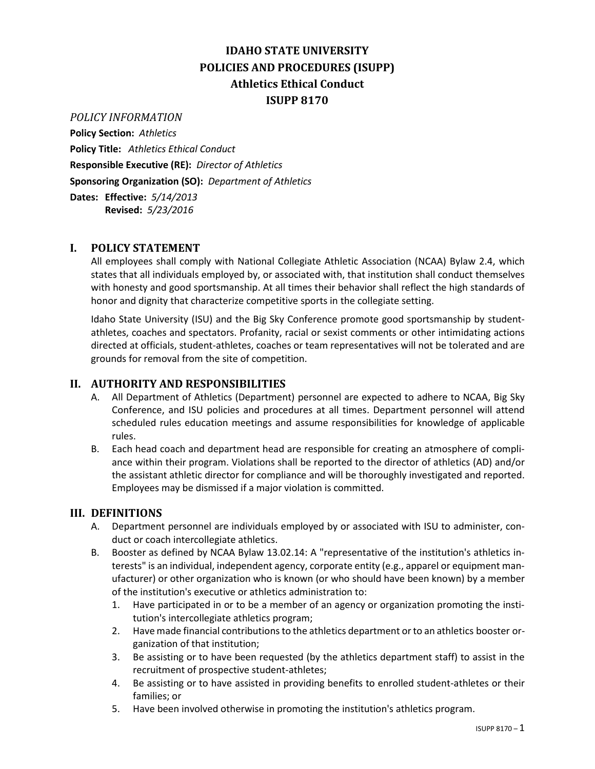# IDAHO STATE UNIVERSITY
# POLICIES AND PROCEDURES (ISUPP)
# Athletics Ethical Conduct
# ISUPP 8170

*POLICY INFORMATION*

**Policy Section:** *Athletics*

**Policy Title:** *Athletics Ethical Conduct*

**Responsible Executive (RE):** *Director of Athletics*

**Sponsoring Organization (SO):** *Department of Athletics*

**Dates: Effective:** *5/14/2013*
**Revised:** *5/23/2016*

## I. POLICY STATEMENT

All employees shall comply with National Collegiate Athletic Association (NCAA) Bylaw 2.4, which states that all individuals employed by, or associated with, that institution shall conduct themselves with honesty and good sportsmanship. At all times their behavior shall reflect the high standards of honor and dignity that characterize competitive sports in the collegiate setting.

Idaho State University (ISU) and the Big Sky Conference promote good sportsmanship by student-athletes, coaches and spectators. Profanity, racial or sexist comments or other intimidating actions directed at officials, student-athletes, coaches or team representatives will not be tolerated and are grounds for removal from the site of competition.

## II. AUTHORITY AND RESPONSIBILITIES

A. All Department of Athletics (Department) personnel are expected to adhere to NCAA, Big Sky Conference, and ISU policies and procedures at all times. Department personnel will attend scheduled rules education meetings and assume responsibilities for knowledge of applicable rules.

B. Each head coach and department head are responsible for creating an atmosphere of compliance within their program. Violations shall be reported to the director of athletics (AD) and/or the assistant athletic director for compliance and will be thoroughly investigated and reported. Employees may be dismissed if a major violation is committed.

## III. DEFINITIONS

A. Department personnel are individuals employed by or associated with ISU to administer, conduct or coach intercollegiate athletics.

B. Booster as defined by NCAA Bylaw 13.02.14: A "representative of the institution's athletics interests" is an individual, independent agency, corporate entity (e.g., apparel or equipment manufacturer) or other organization who is known (or who should have been known) by a member of the institution's executive or athletics administration to:

1. Have participated in or to be a member of an agency or organization promoting the institution's intercollegiate athletics program;
2. Have made financial contributions to the athletics department or to an athletics booster organization of that institution;
3. Be assisting or to have been requested (by the athletics department staff) to assist in the recruitment of prospective student-athletes;
4. Be assisting or to have assisted in providing benefits to enrolled student-athletes or their families; or
5. Have been involved otherwise in promoting the institution's athletics program.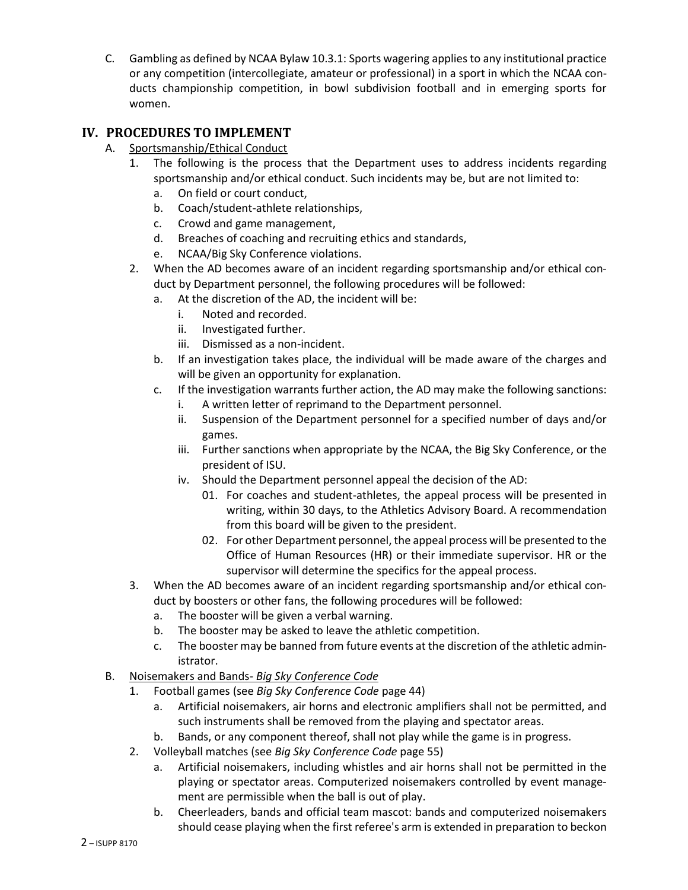C. Gambling as defined by NCAA Bylaw 10.3.1: Sports wagering applies to any institutional practice or any competition (intercollegiate, amateur or professional) in a sport in which the NCAA conducts championship competition, in bowl subdivision football and in emerging sports for women.

## IV. PROCEDURES TO IMPLEMENT

A. Sportsmanship/Ethical Conduct

1. The following is the process that the Department uses to address incidents regarding sportsmanship and/or ethical conduct. Such incidents may be, but are not limited to:
   a. On field or court conduct,
   b. Coach/student-athlete relationships,
   c. Crowd and game management,
   d. Breaches of coaching and recruiting ethics and standards,
   e. NCAA/Big Sky Conference violations.
2. When the AD becomes aware of an incident regarding sportsmanship and/or ethical conduct by Department personnel, the following procedures will be followed:
   a. At the discretion of the AD, the incident will be:
      i. Noted and recorded.
      ii. Investigated further.
      iii. Dismissed as a non-incident.
   b. If an investigation takes place, the individual will be made aware of the charges and will be given an opportunity for explanation.
   c. If the investigation warrants further action, the AD may make the following sanctions:
      i. A written letter of reprimand to the Department personnel.
      ii. Suspension of the Department personnel for a specified number of days and/or games.
      iii. Further sanctions when appropriate by the NCAA, the Big Sky Conference, or the president of ISU.
      iv. Should the Department personnel appeal the decision of the AD:
         01. For coaches and student-athletes, the appeal process will be presented in writing, within 30 days, to the Athletics Advisory Board. A recommendation from this board will be given to the president.
         02. For other Department personnel, the appeal process will be presented to the Office of Human Resources (HR) or their immediate supervisor. HR or the supervisor will determine the specifics for the appeal process.
3. When the AD becomes aware of an incident regarding sportsmanship and/or ethical conduct by boosters or other fans, the following procedures will be followed:
   a. The booster will be given a verbal warning.
   b. The booster may be asked to leave the athletic competition.
   c. The booster may be banned from future events at the discretion of the athletic administrator.

B. Noisemakers and Bands- *Big Sky Conference Code*

1. Football games (see *Big Sky Conference Code* page 44)
   a. Artificial noisemakers, air horns and electronic amplifiers shall not be permitted, and such instruments shall be removed from the playing and spectator areas.
   b. Bands, or any component thereof, shall not play while the game is in progress.
2. Volleyball matches (see *Big Sky Conference Code* page 55)
   a. Artificial noisemakers, including whistles and air horns shall not be permitted in the playing or spectator areas. Computerized noisemakers controlled by event management are permissible when the ball is out of play.
   b. Cheerleaders, bands and official team mascot: bands and computerized noisemakers should cease playing when the first referee's arm is extended in preparation to beckon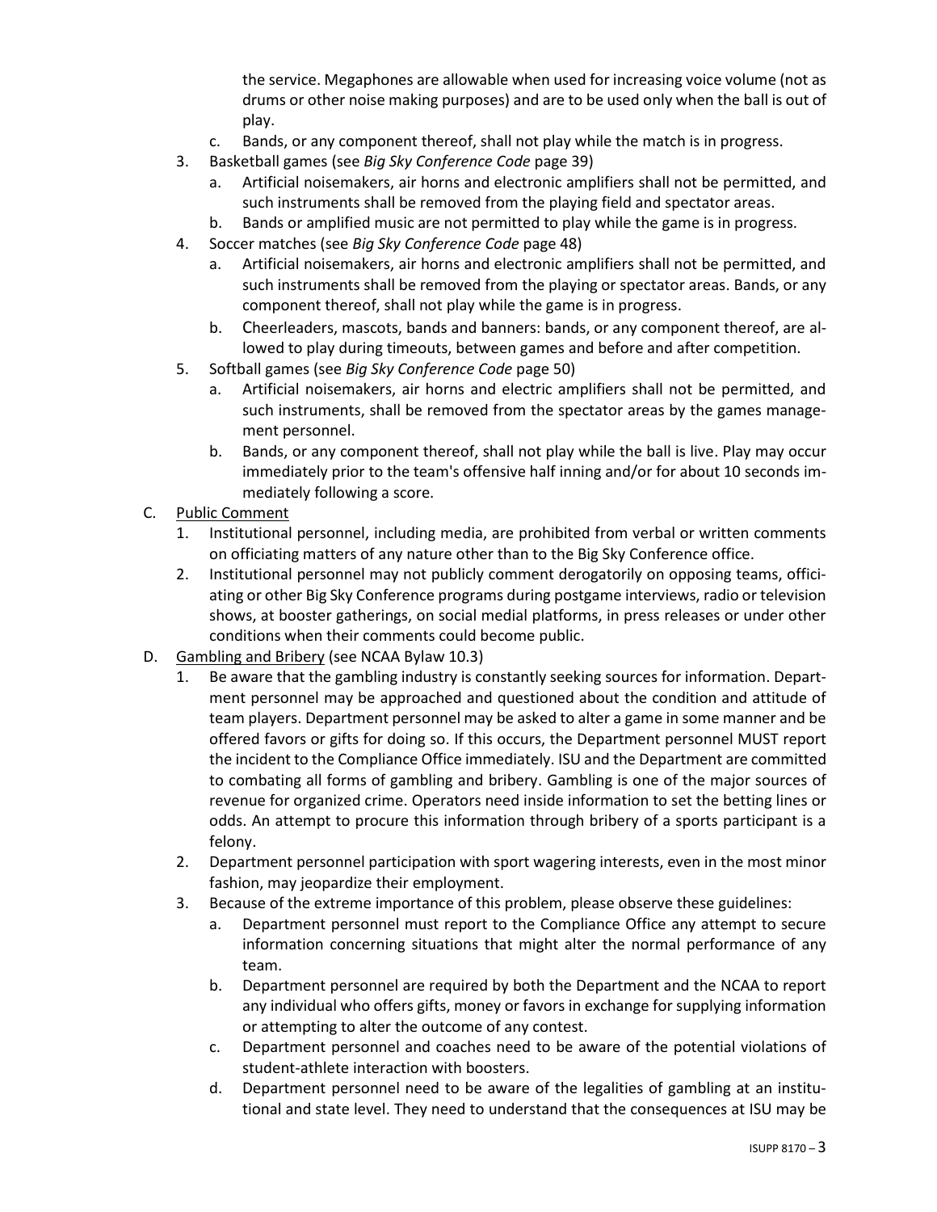the service. Megaphones are allowable when used for increasing voice volume (not as drums or other noise making purposes) and are to be used only when the ball is out of play.

   c. Bands, or any component thereof, shall not play while the match is in progress.

3. Basketball games (see *Big Sky Conference Code* page 39)
   a. Artificial noisemakers, air horns and electronic amplifiers shall not be permitted, and such instruments shall be removed from the playing field and spectator areas.
   b. Bands or amplified music are not permitted to play while the game is in progress.
4. Soccer matches (see *Big Sky Conference Code* page 48)
   a. Artificial noisemakers, air horns and electronic amplifiers shall not be permitted, and such instruments shall be removed from the playing or spectator areas. Bands, or any component thereof, shall not play while the game is in progress.
   b. Cheerleaders, mascots, bands and banners: bands, or any component thereof, are allowed to play during timeouts, between games and before and after competition.
5. Softball games (see *Big Sky Conference Code* page 50)
   a. Artificial noisemakers, air horns and electric amplifiers shall not be permitted, and such instruments, shall be removed from the spectator areas by the games management personnel.
   b. Bands, or any component thereof, shall not play while the ball is live. Play may occur immediately prior to the team's offensive half inning and/or for about 10 seconds immediately following a score.

C. Public Comment
   1. Institutional personnel, including media, are prohibited from verbal or written comments on officiating matters of any nature other than to the Big Sky Conference office.
   2. Institutional personnel may not publicly comment derogatorily on opposing teams, officiating or other Big Sky Conference programs during postgame interviews, radio or television shows, at booster gatherings, on social medial platforms, in press releases or under other conditions when their comments could become public.

D. Gambling and Bribery (see NCAA Bylaw 10.3)
   1. Be aware that the gambling industry is constantly seeking sources for information. Department personnel may be approached and questioned about the condition and attitude of team players. Department personnel may be asked to alter a game in some manner and be offered favors or gifts for doing so. If this occurs, the Department personnel MUST report the incident to the Compliance Office immediately. ISU and the Department are committed to combating all forms of gambling and bribery. Gambling is one of the major sources of revenue for organized crime. Operators need inside information to set the betting lines or odds. An attempt to procure this information through bribery of a sports participant is a felony.
   2. Department personnel participation with sport wagering interests, even in the most minor fashion, may jeopardize their employment.
   3. Because of the extreme importance of this problem, please observe these guidelines:
      a. Department personnel must report to the Compliance Office any attempt to secure information concerning situations that might alter the normal performance of any team.
      b. Department personnel are required by both the Department and the NCAA to report any individual who offers gifts, money or favors in exchange for supplying information or attempting to alter the outcome of any contest.
      c. Department personnel and coaches need to be aware of the potential violations of student-athlete interaction with boosters.
      d. Department personnel need to be aware of the legalities of gambling at an institutional and state level. They need to understand that the consequences at ISU may be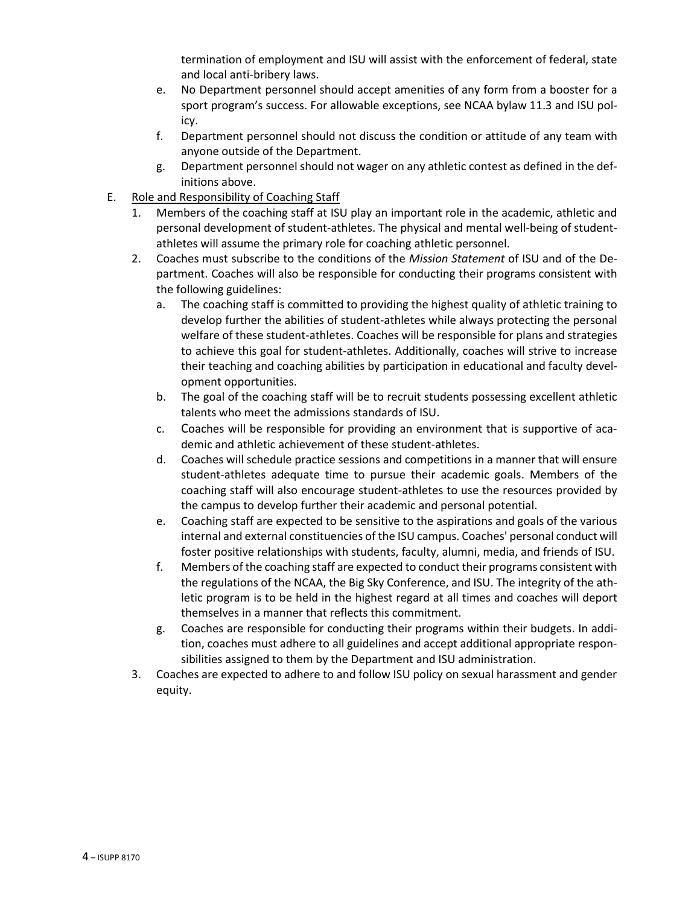termination of employment and ISU will assist with the enforcement of federal, state and local anti-bribery laws.

   e. No Department personnel should accept amenities of any form from a booster for a sport program's success. For allowable exceptions, see NCAA bylaw 11.3 and ISU policy.
   f. Department personnel should not discuss the condition or attitude of any team with anyone outside of the Department.
   g. Department personnel should not wager on any athletic contest as defined in the definitions above.

E. <u>Role and Responsibility of Coaching Staff</u>

   1. Members of the coaching staff at ISU play an important role in the academic, athletic and personal development of student-athletes. The physical and mental well-being of student-athletes will assume the primary role for coaching athletic personnel.
   2. Coaches must subscribe to the conditions of the *Mission Statement* of ISU and of the Department. Coaches will also be responsible for conducting their programs consistent with the following guidelines:
      a. The coaching staff is committed to providing the highest quality of athletic training to develop further the abilities of student-athletes while always protecting the personal welfare of these student-athletes. Coaches will be responsible for plans and strategies to achieve this goal for student-athletes. Additionally, coaches will strive to increase their teaching and coaching abilities by participation in educational and faculty development opportunities.
      b. The goal of the coaching staff will be to recruit students possessing excellent athletic talents who meet the admissions standards of ISU.
      c. Coaches will be responsible for providing an environment that is supportive of academic and athletic achievement of these student-athletes.
      d. Coaches will schedule practice sessions and competitions in a manner that will ensure student-athletes adequate time to pursue their academic goals. Members of the coaching staff will also encourage student-athletes to use the resources provided by the campus to develop further their academic and personal potential.
      e. Coaching staff are expected to be sensitive to the aspirations and goals of the various internal and external constituencies of the ISU campus. Coaches' personal conduct will foster positive relationships with students, faculty, alumni, media, and friends of ISU.
      f. Members of the coaching staff are expected to conduct their programs consistent with the regulations of the NCAA, the Big Sky Conference, and ISU. The integrity of the athletic program is to be held in the highest regard at all times and coaches will deport themselves in a manner that reflects this commitment.
      g. Coaches are responsible for conducting their programs within their budgets. In addition, coaches must adhere to all guidelines and accept additional appropriate responsibilities assigned to them by the Department and ISU administration.
   3. Coaches are expected to adhere to and follow ISU policy on sexual harassment and gender equity.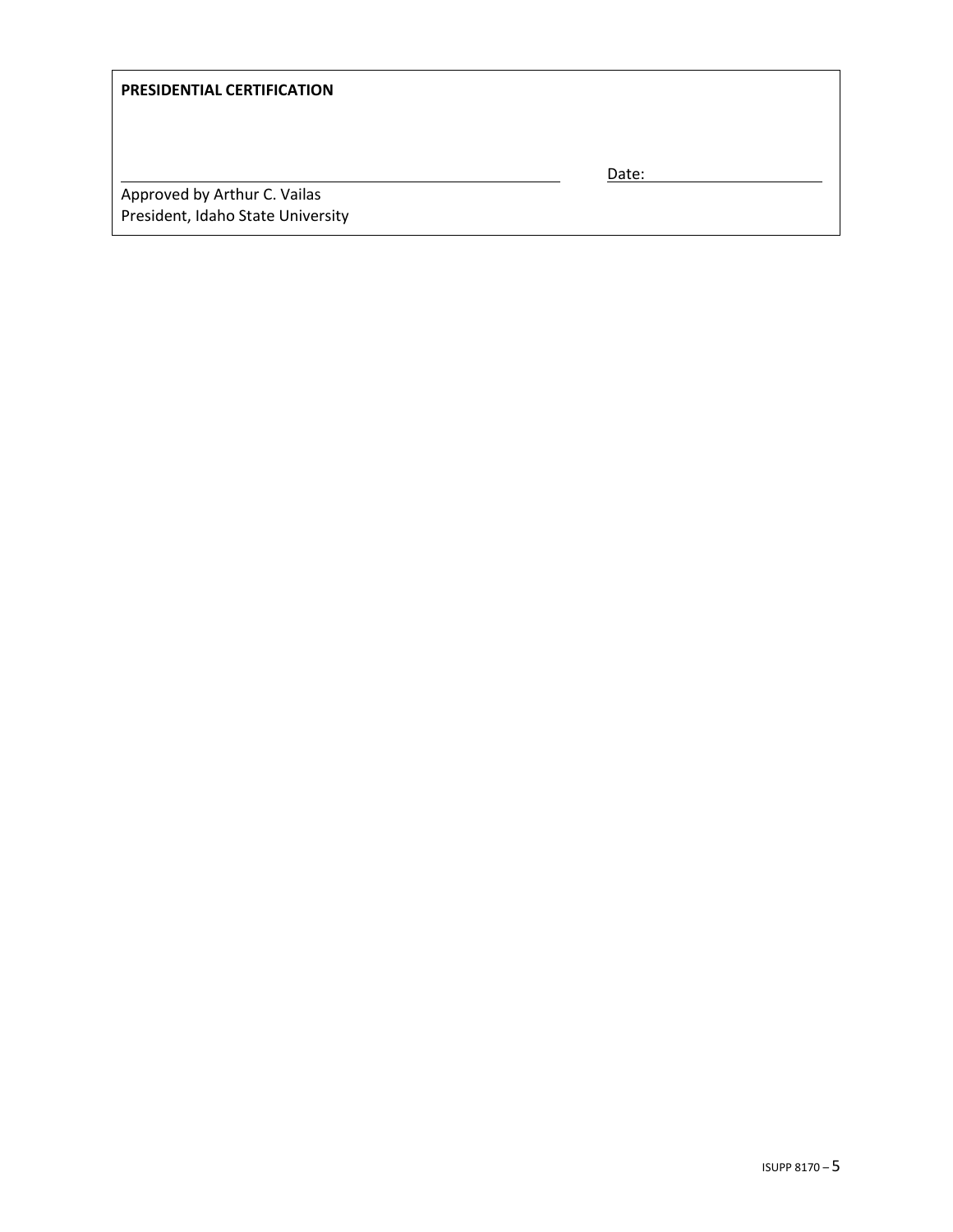**PRESIDENTIAL CERTIFICATION**

\_\_\_\_\_\_\_\_\_\_\_\_\_\_\_\_\_\_\_\_\_\_\_\_\_\_\_\_\_\_\_\_\_\_\_\_\_\_\_\_ Date: \_\_\_\_\_\_\_\_\_\_\_\_\_\_\_\_\_\_\_\_

Approved by Arthur C. Vailas
President, Idaho State University